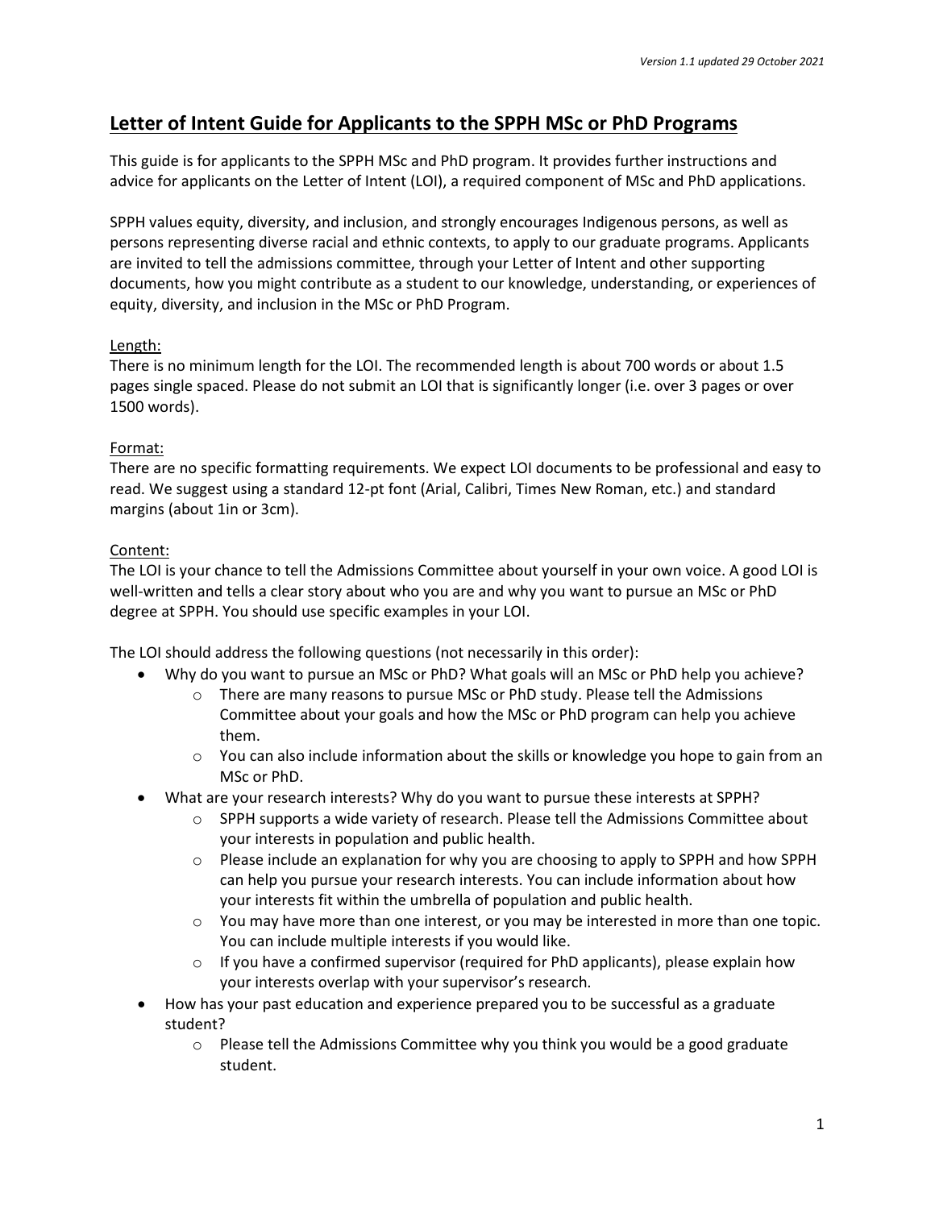*Version 1.1 updated 29 October 2021*

# Letter of Intent Guide for Applicants to the SPPH MSc or PhD Programs

This guide is for applicants to the SPPH MSc and PhD program. It provides further instructions and advice for applicants on the Letter of Intent (LOI), a required component of MSc and PhD applications.

SPPH values equity, diversity, and inclusion, and strongly encourages Indigenous persons, as well as persons representing diverse racial and ethnic contexts, to apply to our graduate programs. Applicants are invited to tell the admissions committee, through your Letter of Intent and other supporting documents, how you might contribute as a student to our knowledge, understanding, or experiences of equity, diversity, and inclusion in the MSc or PhD Program.

## Length:

There is no minimum length for the LOI. The recommended length is about 700 words or about 1.5 pages single spaced. Please do not submit an LOI that is significantly longer (i.e. over 3 pages or over 1500 words).

## Format:

There are no specific formatting requirements. We expect LOI documents to be professional and easy to read. We suggest using a standard 12-pt font (Arial, Calibri, Times New Roman, etc.) and standard margins (about 1in or 3cm).

## Content:

The LOI is your chance to tell the Admissions Committee about yourself in your own voice. A good LOI is well-written and tells a clear story about who you are and why you want to pursue an MSc or PhD degree at SPPH. You should use specific examples in your LOI.

The LOI should address the following questions (not necessarily in this order):

- Why do you want to pursue an MSc or PhD? What goals will an MSc or PhD help you achieve?
    - There are many reasons to pursue MSc or PhD study. Please tell the Admissions Committee about your goals and how the MSc or PhD program can help you achieve them.
    - You can also include information about the skills or knowledge you hope to gain from an MSc or PhD.
- What are your research interests? Why do you want to pursue these interests at SPPH?
    - SPPH supports a wide variety of research. Please tell the Admissions Committee about your interests in population and public health.
    - Please include an explanation for why you are choosing to apply to SPPH and how SPPH can help you pursue your research interests. You can include information about how your interests fit within the umbrella of population and public health.
    - You may have more than one interest, or you may be interested in more than one topic. You can include multiple interests if you would like.
    - If you have a confirmed supervisor (required for PhD applicants), please explain how your interests overlap with your supervisor's research.
- How has your past education and experience prepared you to be successful as a graduate student?
    - Please tell the Admissions Committee why you think you would be a good graduate student.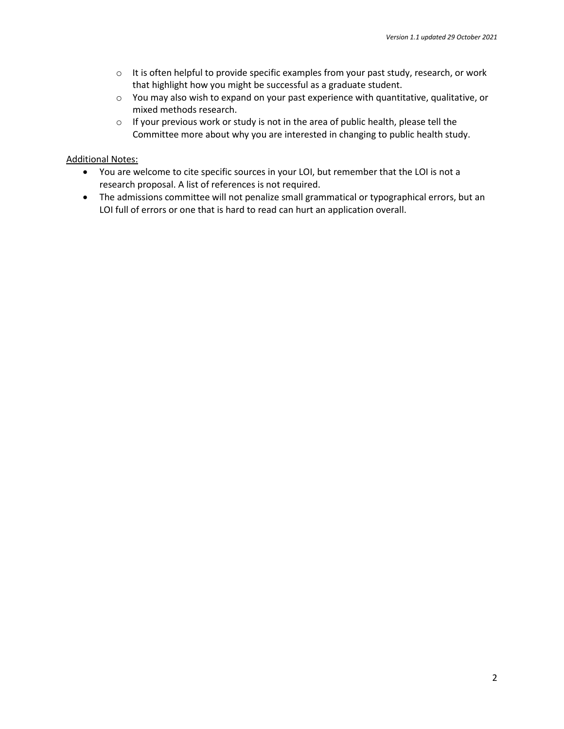- It is often helpful to provide specific examples from your past study, research, or work that highlight how you might be successful as a graduate student.
    - You may also wish to expand on your past experience with quantitative, qualitative, or mixed methods research.
    - If your previous work or study is not in the area of public health, please tell the Committee more about why you are interested in changing to public health study.

<u>Additional Notes:</u>

- You are welcome to cite specific sources in your LOI, but remember that the LOI is not a research proposal. A list of references is not required.
- The admissions committee will not penalize small grammatical or typographical errors, but an LOI full of errors or one that is hard to read can hurt an application overall.